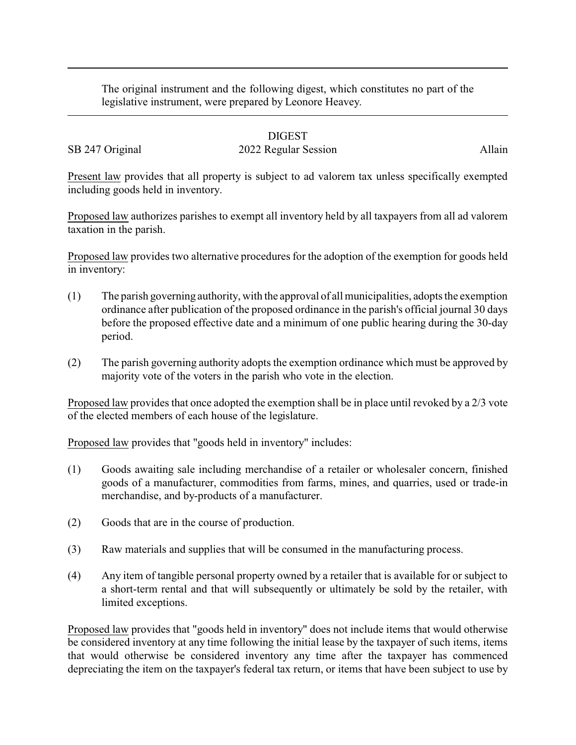The original instrument and the following digest, which constitutes no part of the legislative instrument, were prepared by Leonore Heavey.

DIGEST

SB 247 Original 2022 Regular Session Allain

Present law provides that all property is subject to ad valorem tax unless specifically exempted including goods held in inventory.

Proposed law authorizes parishes to exempt all inventory held by all taxpayers from all ad valorem taxation in the parish.

Proposed law provides two alternative procedures for the adoption of the exemption for goods held in inventory:

(1) The parish governing authority, with the approval of all municipalities, adopts the exemption ordinance after publication of the proposed ordinance in the parish's official journal 30 days before the proposed effective date and a minimum of one public hearing during the 30-day period.

(2) The parish governing authority adopts the exemption ordinance which must be approved by majority vote of the voters in the parish who vote in the election.

Proposed law provides that once adopted the exemption shall be in place until revoked by a 2/3 vote of the elected members of each house of the legislature.

Proposed law provides that "goods held in inventory" includes:

(1) Goods awaiting sale including merchandise of a retailer or wholesaler concern, finished goods of a manufacturer, commodities from farms, mines, and quarries, used or trade-in merchandise, and by-products of a manufacturer.

(2) Goods that are in the course of production.

(3) Raw materials and supplies that will be consumed in the manufacturing process.

(4) Any item of tangible personal property owned by a retailer that is available for or subject to a short-term rental and that will subsequently or ultimately be sold by the retailer, with limited exceptions.

Proposed law provides that "goods held in inventory" does not include items that would otherwise be considered inventory at any time following the initial lease by the taxpayer of such items, items that would otherwise be considered inventory any time after the taxpayer has commenced depreciating the item on the taxpayer's federal tax return, or items that have been subject to use by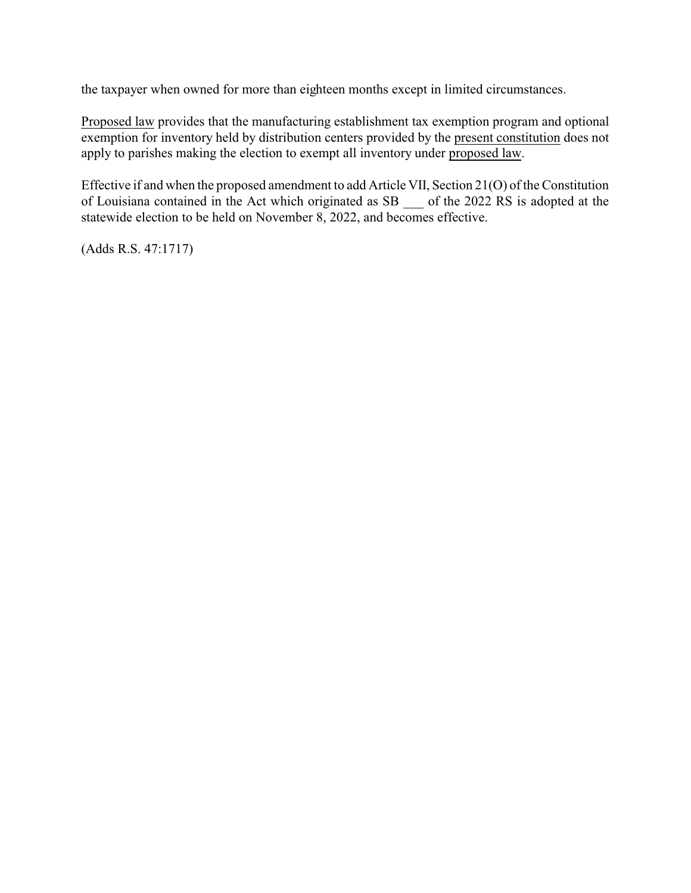the taxpayer when owned for more than eighteen months except in limited circumstances.

Proposed law provides that the manufacturing establishment tax exemption program and optional exemption for inventory held by distribution centers provided by the present constitution does not apply to parishes making the election to exempt all inventory under proposed law.

Effective if and when the proposed amendment to add Article VII, Section 21(O) of the Constitution of Louisiana contained in the Act which originated as SB ___ of the 2022 RS is adopted at the statewide election to be held on November 8, 2022, and becomes effective.

(Adds R.S. 47:1717)